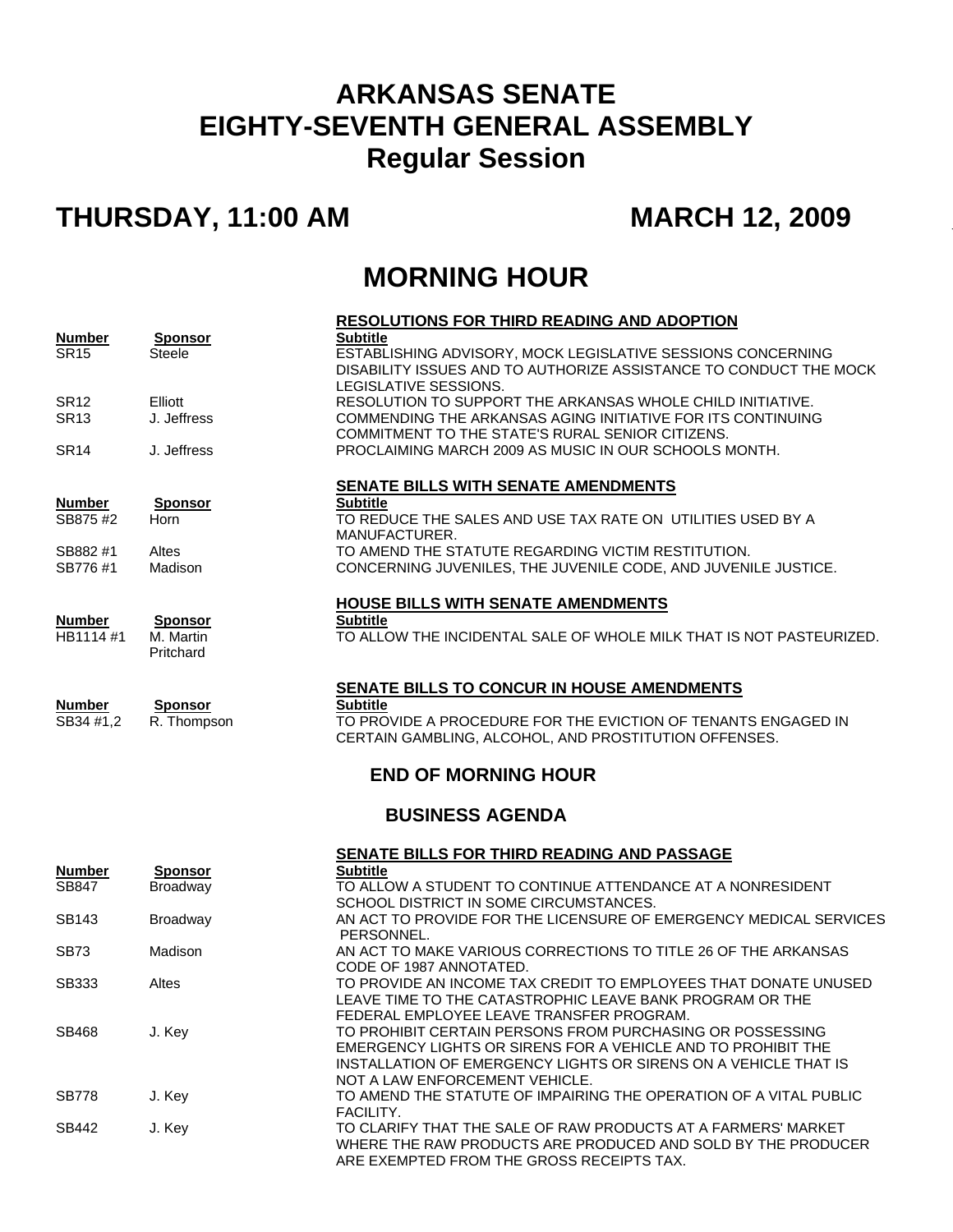# ARKANSAS SENATE
# EIGHTY-SEVENTH GENERAL ASSEMBLY
## Regular Session

## THURSDAY, 11:00 AM MARCH 12, 2009

# MORNING HOUR

### RESOLUTIONS FOR THIRD READING AND ADOPTION

| Number | Sponsor | Subtitle |
|---|---|---|
| SR15 | Steele | ESTABLISHING ADVISORY, MOCK LEGISLATIVE SESSIONS CONCERNING DISABILITY ISSUES AND TO AUTHORIZE ASSISTANCE TO CONDUCT THE MOCK LEGISLATIVE SESSIONS. |
| SR12 | Elliott | RESOLUTION TO SUPPORT THE ARKANSAS WHOLE CHILD INITIATIVE. |
| SR13 | J. Jeffress | COMMENDING THE ARKANSAS AGING INITIATIVE FOR ITS CONTINUING COMMITMENT TO THE STATE'S RURAL SENIOR CITIZENS. |
| SR14 | J. Jeffress | PROCLAIMING MARCH 2009 AS MUSIC IN OUR SCHOOLS MONTH. |

### SENATE BILLS WITH SENATE AMENDMENTS

| Number | Sponsor | Subtitle |
|---|---|---|
| SB875 #2 | Horn | TO REDUCE THE SALES AND USE TAX RATE ON UTILITIES USED BY A MANUFACTURER. |
| SB882 #1 | Altes | TO AMEND THE STATUTE REGARDING VICTIM RESTITUTION. |
| SB776 #1 | Madison | CONCERNING JUVENILES, THE JUVENILE CODE, AND JUVENILE JUSTICE. |

### HOUSE BILLS WITH SENATE AMENDMENTS

| Number | Sponsor | Subtitle |
|---|---|---|
| HB1114 #1 | M. Martin Pritchard | TO ALLOW THE INCIDENTAL SALE OF WHOLE MILK THAT IS NOT PASTEURIZED. |

### SENATE BILLS TO CONCUR IN HOUSE AMENDMENTS

| Number | Sponsor | Subtitle |
|---|---|---|
| SB34 #1,2 | R. Thompson | TO PROVIDE A PROCEDURE FOR THE EVICTION OF TENANTS ENGAGED IN CERTAIN GAMBLING, ALCOHOL, AND PROSTITUTION OFFENSES. |

## END OF MORNING HOUR

## BUSINESS AGENDA

### SENATE BILLS FOR THIRD READING AND PASSAGE

| Number | Sponsor | Subtitle |
|---|---|---|
| SB847 | Broadway | TO ALLOW A STUDENT TO CONTINUE ATTENDANCE AT A NONRESIDENT SCHOOL DISTRICT IN SOME CIRCUMSTANCES. |
| SB143 | Broadway | AN ACT TO PROVIDE FOR THE LICENSURE OF EMERGENCY MEDICAL SERVICES PERSONNEL. |
| SB73 | Madison | AN ACT TO MAKE VARIOUS CORRECTIONS TO TITLE 26 OF THE ARKANSAS CODE OF 1987 ANNOTATED. |
| SB333 | Altes | TO PROVIDE AN INCOME TAX CREDIT TO EMPLOYEES THAT DONATE UNUSED LEAVE TIME TO THE CATASTROPHIC LEAVE BANK PROGRAM OR THE FEDERAL EMPLOYEE LEAVE TRANSFER PROGRAM. |
| SB468 | J. Key | TO PROHIBIT CERTAIN PERSONS FROM PURCHASING OR POSSESSING EMERGENCY LIGHTS OR SIRENS FOR A VEHICLE AND TO PROHIBIT THE INSTALLATION OF EMERGENCY LIGHTS OR SIRENS ON A VEHICLE THAT IS NOT A LAW ENFORCEMENT VEHICLE. |
| SB778 | J. Key | TO AMEND THE STATUTE OF IMPAIRING THE OPERATION OF A VITAL PUBLIC FACILITY. |
| SB442 | J. Key | TO CLARIFY THAT THE SALE OF RAW PRODUCTS AT A FARMERS' MARKET WHERE THE RAW PRODUCTS ARE PRODUCED AND SOLD BY THE PRODUCER ARE EXEMPTED FROM THE GROSS RECEIPTS TAX. |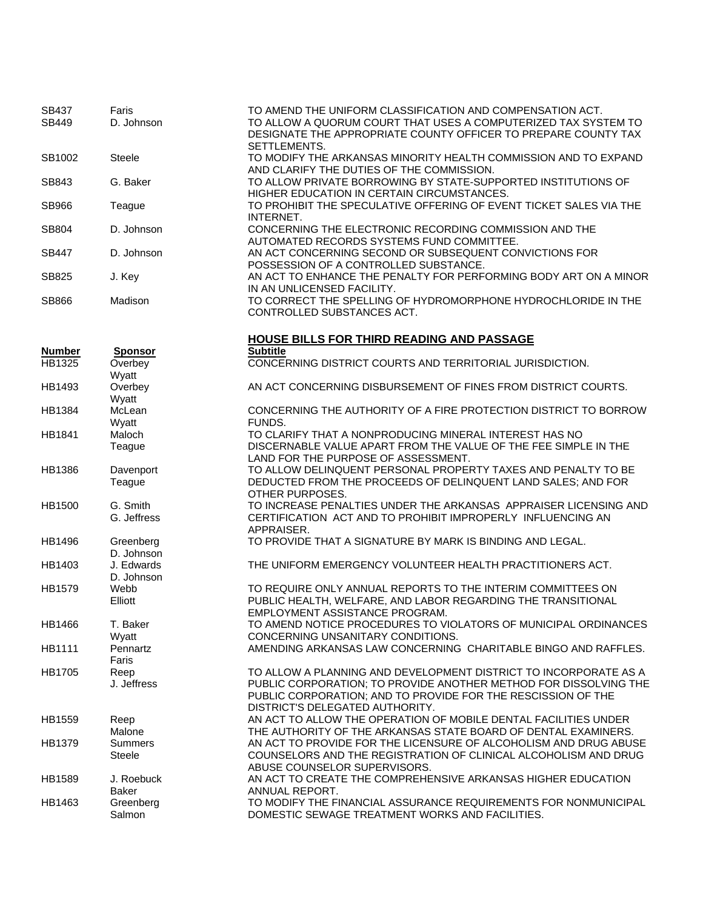| | | |
|---|---|---|
| SB437 | Faris | TO AMEND THE UNIFORM CLASSIFICATION AND COMPENSATION ACT. |
| SB449 | D. Johnson | TO ALLOW A QUORUM COURT THAT USES A COMPUTERIZED TAX SYSTEM TO DESIGNATE THE APPROPRIATE COUNTY OFFICER TO PREPARE COUNTY TAX SETTLEMENTS. |
| SB1002 | Steele | TO MODIFY THE ARKANSAS MINORITY HEALTH COMMISSION AND TO EXPAND AND CLARIFY THE DUTIES OF THE COMMISSION. |
| SB843 | G. Baker | TO ALLOW PRIVATE BORROWING BY STATE-SUPPORTED INSTITUTIONS OF HIGHER EDUCATION IN CERTAIN CIRCUMSTANCES. |
| SB966 | Teague | TO PROHIBIT THE SPECULATIVE OFFERING OF EVENT TICKET SALES VIA THE INTERNET. |
| SB804 | D. Johnson | CONCERNING THE ELECTRONIC RECORDING COMMISSION AND THE AUTOMATED RECORDS SYSTEMS FUND COMMITTEE. |
| SB447 | D. Johnson | AN ACT CONCERNING SECOND OR SUBSEQUENT CONVICTIONS FOR POSSESSION OF A CONTROLLED SUBSTANCE. |
| SB825 | J. Key | AN ACT TO ENHANCE THE PENALTY FOR PERFORMING BODY ART ON A MINOR IN AN UNLICENSED FACILITY. |
| SB866 | Madison | TO CORRECT THE SPELLING OF HYDROMORPHONE HYDROCHLORIDE IN THE CONTROLLED SUBSTANCES ACT. |

## HOUSE BILLS FOR THIRD READING AND PASSAGE

| Number | Sponsor | Subtitle |
|---|---|---|
| HB1325 | Overbey<br>Wyatt | CONCERNING DISTRICT COURTS AND TERRITORIAL JURISDICTION. |
| HB1493 | Overbey<br>Wyatt | AN ACT CONCERNING DISBURSEMENT OF FINES FROM DISTRICT COURTS. |
| HB1384 | McLean<br>Wyatt | CONCERNING THE AUTHORITY OF A FIRE PROTECTION DISTRICT TO BORROW FUNDS. |
| HB1841 | Maloch<br>Teague | TO CLARIFY THAT A NONPRODUCING MINERAL INTEREST HAS NO DISCERNABLE VALUE APART FROM THE VALUE OF THE FEE SIMPLE IN THE LAND FOR THE PURPOSE OF ASSESSMENT. |
| HB1386 | Davenport<br>Teague | TO ALLOW DELINQUENT PERSONAL PROPERTY TAXES AND PENALTY TO BE DEDUCTED FROM THE PROCEEDS OF DELINQUENT LAND SALES; AND FOR OTHER PURPOSES. |
| HB1500 | G. Smith<br>G. Jeffress | TO INCREASE PENALTIES UNDER THE ARKANSAS APPRAISER LICENSING AND CERTIFICATION ACT AND TO PROHIBIT IMPROPERLY INFLUENCING AN APPRAISER. |
| HB1496 | Greenberg<br>D. Johnson | TO PROVIDE THAT A SIGNATURE BY MARK IS BINDING AND LEGAL. |
| HB1403 | J. Edwards<br>D. Johnson | THE UNIFORM EMERGENCY VOLUNTEER HEALTH PRACTITIONERS ACT. |
| HB1579 | Webb<br>Elliott | TO REQUIRE ONLY ANNUAL REPORTS TO THE INTERIM COMMITTEES ON PUBLIC HEALTH, WELFARE, AND LABOR REGARDING THE TRANSITIONAL EMPLOYMENT ASSISTANCE PROGRAM. |
| HB1466 | T. Baker<br>Wyatt | TO AMEND NOTICE PROCEDURES TO VIOLATORS OF MUNICIPAL ORDINANCES CONCERNING UNSANITARY CONDITIONS. |
| HB1111 | Pennartz<br>Faris | AMENDING ARKANSAS LAW CONCERNING CHARITABLE BINGO AND RAFFLES. |
| HB1705 | Reep<br>J. Jeffress | TO ALLOW A PLANNING AND DEVELOPMENT DISTRICT TO INCORPORATE AS A PUBLIC CORPORATION; TO PROVIDE ANOTHER METHOD FOR DISSOLVING THE PUBLIC CORPORATION; AND TO PROVIDE FOR THE RESCISSION OF THE DISTRICT'S DELEGATED AUTHORITY. |
| HB1559 | Reep<br>Malone | AN ACT TO ALLOW THE OPERATION OF MOBILE DENTAL FACILITIES UNDER THE AUTHORITY OF THE ARKANSAS STATE BOARD OF DENTAL EXAMINERS. |
| HB1379 | Summers<br>Steele | AN ACT TO PROVIDE FOR THE LICENSURE OF ALCOHOLISM AND DRUG ABUSE COUNSELORS AND THE REGISTRATION OF CLINICAL ALCOHOLISM AND DRUG ABUSE COUNSELOR SUPERVISORS. |
| HB1589 | J. Roebuck<br>Baker | AN ACT TO CREATE THE COMPREHENSIVE ARKANSAS HIGHER EDUCATION ANNUAL REPORT. |
| HB1463 | Greenberg<br>Salmon | TO MODIFY THE FINANCIAL ASSURANCE REQUIREMENTS FOR NONMUNICIPAL DOMESTIC SEWAGE TREATMENT WORKS AND FACILITIES. |